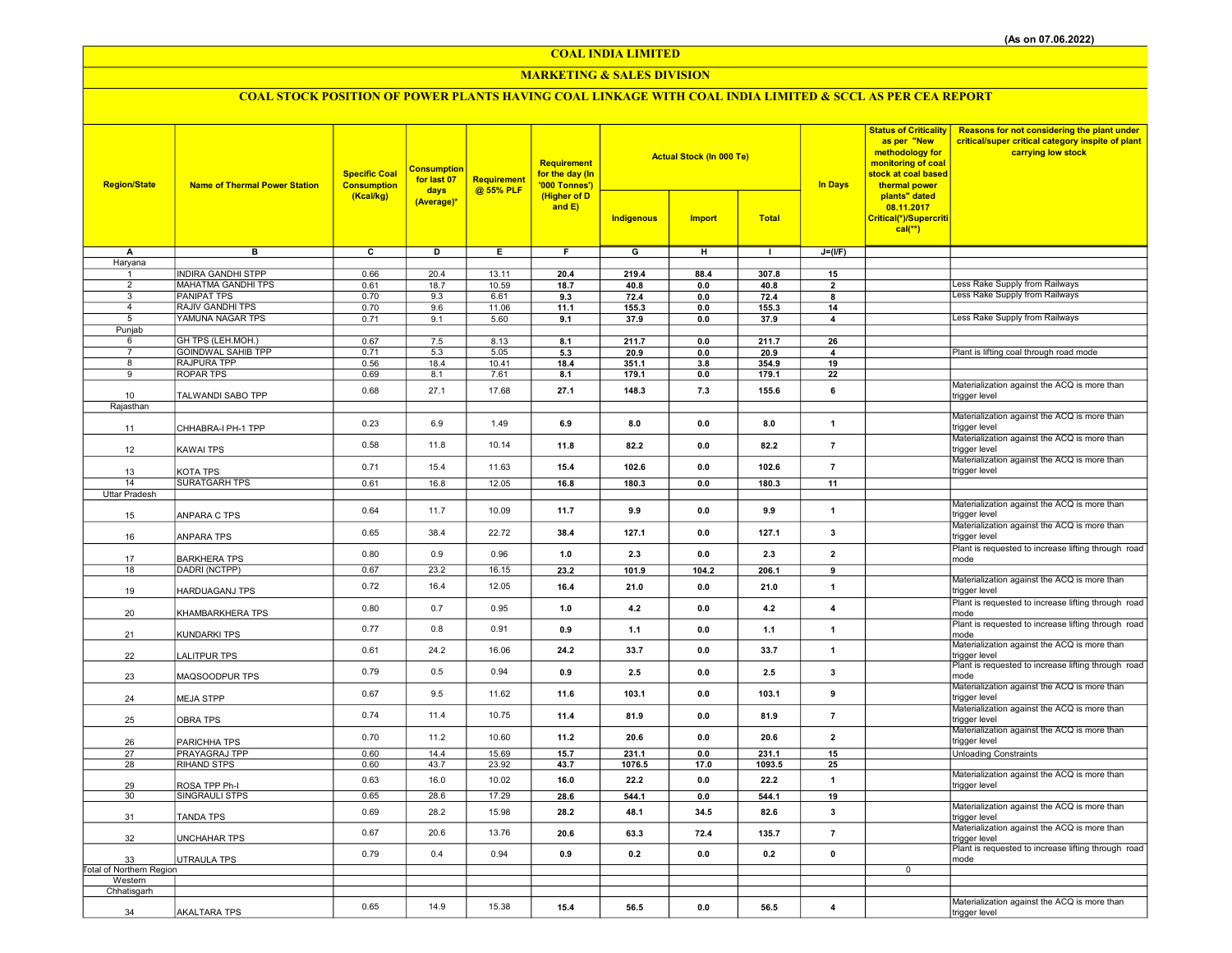(As on 07.06.2022)

# COAL INDIA LIMITED

## MARKETING & SALES DIVISION

### COAL STOCK POSITION OF POWER PLANTS HAVING COAL LINKAGE WITH COAL INDIA LIMITED & SCCL AS PER CEA REPORT

| Region/State | Name of Thermal Power Station | Specific Coal Consumption (Kcal/kg) | Consumption for last 07 days (Average)* | Requirement @ 55% PLF | Requirement for the day (In '000 Tonnes') (Higher of D and E) | Actual Stock (In 000 Te) | | | In Days | Status of Criticality as per "New methodology for monitoring of coal stock at coal based thermal power plants" dated 08.11.2017 Critical(*)/Supercritical(**) | Reasons for not considering the plant under critical/super critical category inspite of plant carrying low stock |
|---|---|---|---|---|---|---|---|---|---|---|---|
| | | | | | | Indigenous | Import | Total | | | |
| A | B | C | D | E | F | G | H | I | J=(I/F) | | |
| Haryana | | | | | | | | | | | |
| 1 | INDIRA GANDHI STPP | 0.66 | 20.4 | 13.11 | 20.4 | 219.4 | 88.4 | 307.8 | 15 | | |
| 2 | MAHATMA GANDHI TPS | 0.61 | 18.7 | 10.59 | 18.7 | 40.8 | 0.0 | 40.8 | 2 | | Less Rake Supply from Railways |
| 3 | PANIPAT TPS | 0.70 | 9.3 | 6.61 | 9.3 | 72.4 | 0.0 | 72.4 | 8 | | Less Rake Supply from Railways |
| 4 | RAJIV GANDHI TPS | 0.70 | 9.6 | 11.06 | 11.1 | 155.3 | 0.0 | 155.3 | 14 | | |
| 5 | YAMUNA NAGAR TPS | 0.71 | 9.1 | 5.60 | 9.1 | 37.9 | 0.0 | 37.9 | 4 | | Less Rake Supply from Railways |
| Punjab | | | | | | | | | | | |
| 6 | GH TPS (LEH.MOH.) | 0.67 | 7.5 | 8.13 | 8.1 | 211.7 | 0.0 | 211.7 | 26 | | |
| 7 | GOINDWAL SAHIB TPP | 0.71 | 5.3 | 5.05 | 5.3 | 20.9 | 0.0 | 20.9 | 4 | | Plant is lifting coal through road mode |
| 8 | RAJPURA TPP | 0.56 | 18.4 | 10.41 | 18.4 | 351.1 | 3.8 | 354.9 | 19 | | |
| 9 | ROPAR TPS | 0.69 | 8.1 | 7.61 | 8.1 | 179.1 | 0.0 | 179.1 | 22 | | |
| 10 | TALWANDI SABO TPP | 0.68 | 27.1 | 17.68 | 27.1 | 148.3 | 7.3 | 155.6 | 6 | | Materialization against the ACQ is more than trigger level |
| Rajasthan | | | | | | | | | | | |
| 11 | CHHABRA-I PH-1 TPP | 0.23 | 6.9 | 1.49 | 6.9 | 8.0 | 0.0 | 8.0 | 1 | | Materialization against the ACQ is more than trigger level |
| 12 | KAWAI TPS | 0.58 | 11.8 | 10.14 | 11.8 | 82.2 | 0.0 | 82.2 | 7 | | Materialization against the ACQ is more than trigger level |
| 13 | KOTA TPS | 0.71 | 15.4 | 11.63 | 15.4 | 102.6 | 0.0 | 102.6 | 7 | | Materialization against the ACQ is more than trigger level |
| 14 | SURATGARH TPS | 0.61 | 16.8 | 12.05 | 16.8 | 180.3 | 0.0 | 180.3 | 11 | | |
| Uttar Pradesh | | | | | | | | | | | |
| 15 | ANPARA C TPS | 0.64 | 11.7 | 10.09 | 11.7 | 9.9 | 0.0 | 9.9 | 1 | | Materialization against the ACQ is more than trigger level |
| 16 | ANPARA TPS | 0.65 | 38.4 | 22.72 | 38.4 | 127.1 | 0.0 | 127.1 | 3 | | Materialization against the ACQ is more than trigger level |
| 17 | BARKHERA TPS | 0.80 | 0.9 | 0.96 | 1.0 | 2.3 | 0.0 | 2.3 | 2 | | Plant is requested to increase lifting through road mode |
| 18 | DADRI (NCTPP) | 0.67 | 23.2 | 16.15 | 23.2 | 101.9 | 104.2 | 206.1 | 9 | | |
| 19 | HARDUAGANJ TPS | 0.72 | 16.4 | 12.05 | 16.4 | 21.0 | 0.0 | 21.0 | 1 | | Materialization against the ACQ is more than trigger level |
| 20 | KHAMBARKHERA TPS | 0.80 | 0.7 | 0.95 | 1.0 | 4.2 | 0.0 | 4.2 | 4 | | Plant is requested to increase lifting through road mode |
| 21 | KUNDARKI TPS | 0.77 | 0.8 | 0.91 | 0.9 | 1.1 | 0.0 | 1.1 | 1 | | Plant is requested to increase lifting through road mode |
| 22 | LALITPUR TPS | 0.61 | 24.2 | 16.06 | 24.2 | 33.7 | 0.0 | 33.7 | 1 | | Materialization against the ACQ is more than trigger level |
| 23 | MAQSOODPUR TPS | 0.79 | 0.5 | 0.94 | 0.9 | 2.5 | 0.0 | 2.5 | 3 | | Plant is requested to increase lifting through road mode |
| 24 | MEJA STPP | 0.67 | 9.5 | 11.62 | 11.6 | 103.1 | 0.0 | 103.1 | 9 | | Materialization against the ACQ is more than trigger level |
| 25 | OBRA TPS | 0.74 | 11.4 | 10.75 | 11.4 | 81.9 | 0.0 | 81.9 | 7 | | Materialization against the ACQ is more than trigger level |
| 26 | PARICHHA TPS | 0.70 | 11.2 | 10.60 | 11.2 | 20.6 | 0.0 | 20.6 | 2 | | Materialization against the ACQ is more than trigger level |
| 27 | PRAYAGRAJ TPP | 0.60 | 14.4 | 15.69 | 15.7 | 231.1 | 0.0 | 231.1 | 15 | | Unloading Constraints |
| 28 | RIHAND STPS | 0.60 | 43.7 | 23.92 | 43.7 | 1076.5 | 17.0 | 1093.5 | 25 | | |
| 29 | ROSA TPP Ph-I | 0.63 | 16.0 | 10.02 | 16.0 | 22.2 | 0.0 | 22.2 | 1 | | Materialization against the ACQ is more than trigger level |
| 30 | SINGRAULI STPS | 0.65 | 28.6 | 17.29 | 28.6 | 544.1 | 0.0 | 544.1 | 19 | | |
| 31 | TANDA TPS | 0.69 | 28.2 | 15.98 | 28.2 | 48.1 | 34.5 | 82.6 | 3 | | Materialization against the ACQ is more than trigger level |
| 32 | UNCHAHAR TPS | 0.67 | 20.6 | 13.76 | 20.6 | 63.3 | 72.4 | 135.7 | 7 | | Materialization against the ACQ is more than trigger level |
| 33 | UTRAULA TPS | 0.79 | 0.4 | 0.94 | 0.9 | 0.2 | 0.0 | 0.2 | 0 | | Plant is requested to increase lifting through road mode |
| Total of Northern Region | | | | | | | | | | 0 | |
| Western | | | | | | | | | | | |
| Chhatisgarh | | | | | | | | | | | |
| 34 | AKALTARA TPS | 0.65 | 14.9 | 15.38 | 15.4 | 56.5 | 0.0 | 56.5 | 4 | | Materialization against the ACQ is more than trigger level |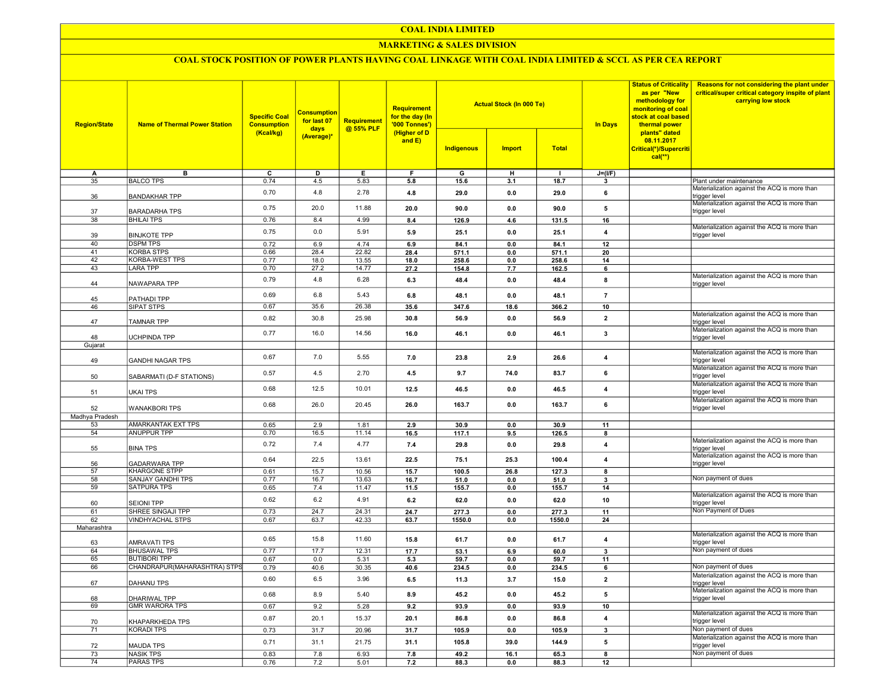# COAL INDIA LIMITED

## MARKETING & SALES DIVISION

### COAL STOCK POSITION OF POWER PLANTS HAVING COAL LINKAGE WITH COAL INDIA LIMITED & SCCL AS PER CEA REPORT

| Region/State | Name of Thermal Power Station | Specific Coal Consumption (Kcal/kg) | Consumption for last 07 days (Average)* | Requirement @ 55% PLF | Requirement for the day (In '000 Tonnes') (Higher of D and E) | Actual Stock (In 000 Te) | | | In Days | Status of Criticality as per "New methodology for monitoring of coal stock at coal based thermal power plants" dated 08.11.2017 Critical(*)/Supercritical(**) | Reasons for not considering the plant under critical/super critical category inspite of plant carrying low stock |
|---|---|---|---|---|---|---|---|---|---|---|---|
| | | | | | | Indigenous | Import | Total | | | |
| A | B | C | D | E | F | G | H | I | J=(I/F) | | |
| 35 | BALCO TPS | 0.74 | 4.5 | 5.83 | 5.8 | 15.6 | 3.1 | 18.7 | 3 | | Plant under maintenance |
| 36 | BANDAKHAR TPP | 0.70 | 4.8 | 2.78 | 4.8 | 29.0 | 0.0 | 29.0 | 6 | | Materialization against the ACQ is more than trigger level |
| 37 | BARADARHA TPS | 0.75 | 20.0 | 11.88 | 20.0 | 90.0 | 0.0 | 90.0 | 5 | | Materialization against the ACQ is more than trigger level |
| 38 | BHILAI TPS | 0.76 | 8.4 | 4.99 | 8.4 | 126.9 | 4.6 | 131.5 | 16 | | |
| 39 | BINJKOTE TPP | 0.75 | 0.0 | 5.91 | 5.9 | 25.1 | 0.0 | 25.1 | 4 | | Materialization against the ACQ is more than trigger level |
| 40 | DSPM TPS | 0.72 | 6.9 | 4.74 | 6.9 | 84.1 | 0.0 | 84.1 | 12 | | |
| 41 | KORBA STPS | 0.66 | 28.4 | 22.82 | 28.4 | 571.1 | 0.0 | 571.1 | 20 | | |
| 42 | KORBA-WEST TPS | 0.77 | 18.0 | 13.55 | 18.0 | 258.6 | 0.0 | 258.6 | 14 | | |
| 43 | LARA TPP | 0.70 | 27.2 | 14.77 | 27.2 | 154.8 | 7.7 | 162.5 | 6 | | |
| 44 | NAWAPARA TPP | 0.79 | 4.8 | 6.28 | 6.3 | 48.4 | 0.0 | 48.4 | 8 | | Materialization against the ACQ is more than trigger level |
| 45 | PATHADI TPP | 0.69 | 6.8 | 5.43 | 6.8 | 48.1 | 0.0 | 48.1 | 7 | | |
| 46 | SIPAT STPS | 0.67 | 35.6 | 26.38 | 35.6 | 347.6 | 18.6 | 366.2 | 10 | | |
| 47 | TAMNAR TPP | 0.82 | 30.8 | 25.98 | 30.8 | 56.9 | 0.0 | 56.9 | 2 | | Materialization against the ACQ is more than trigger level |
| 48 | UCHPINDA TPP | 0.77 | 16.0 | 14.56 | 16.0 | 46.1 | 0.0 | 46.1 | 3 | | Materialization against the ACQ is more than trigger level |
| Gujarat | | | | | | | | | | | |
| 49 | GANDHI NAGAR TPS | 0.67 | 7.0 | 5.55 | 7.0 | 23.8 | 2.9 | 26.6 | 4 | | Materialization against the ACQ is more than trigger level |
| 50 | SABARMATI (D-F STATIONS) | 0.57 | 4.5 | 2.70 | 4.5 | 9.7 | 74.0 | 83.7 | 6 | | Materialization against the ACQ is more than trigger level |
| 51 | UKAI TPS | 0.68 | 12.5 | 10.01 | 12.5 | 46.5 | 0.0 | 46.5 | 4 | | Materialization against the ACQ is more than trigger level |
| 52 | WANAKBORI TPS | 0.68 | 26.0 | 20.45 | 26.0 | 163.7 | 0.0 | 163.7 | 6 | | Materialization against the ACQ is more than trigger level |
| Madhya Pradesh | | | | | | | | | | | |
| 53 | AMARKANTAK EXT TPS | 0.65 | 2.9 | 1.81 | 2.9 | 30.9 | 0.0 | 30.9 | 11 | | |
| 54 | ANUPPUR TPP | 0.70 | 16.5 | 11.14 | 16.5 | 117.1 | 9.5 | 126.5 | 8 | | |
| 55 | BINA TPS | 0.72 | 7.4 | 4.77 | 7.4 | 29.8 | 0.0 | 29.8 | 4 | | Materialization against the ACQ is more than trigger level |
| 56 | GADARWARA TPP | 0.64 | 22.5 | 13.61 | 22.5 | 75.1 | 25.3 | 100.4 | 4 | | Materialization against the ACQ is more than trigger level |
| 57 | KHARGONE STPP | 0.61 | 15.7 | 10.56 | 15.7 | 100.5 | 26.8 | 127.3 | 8 | | |
| 58 | SANJAY GANDHI TPS | 0.77 | 16.7 | 13.63 | 16.7 | 51.0 | 0.0 | 51.0 | 3 | | Non payment of dues |
| 59 | SATPURA TPS | 0.65 | 7.4 | 11.47 | 11.5 | 155.7 | 0.0 | 155.7 | 14 | | |
| 60 | SEIONI TPP | 0.62 | 6.2 | 4.91 | 6.2 | 62.0 | 0.0 | 62.0 | 10 | | Materialization against the ACQ is more than trigger level |
| 61 | SHREE SINGAJI TPP | 0.73 | 24.7 | 24.31 | 24.7 | 277.3 | 0.0 | 277.3 | 11 | | Non Payment of Dues |
| 62 | VINDHYACHAL STPS | 0.67 | 63.7 | 42.33 | 63.7 | 1550.0 | 0.0 | 1550.0 | 24 | | |
| Maharashtra | | | | | | | | | | | |
| 63 | AMRAVATI TPS | 0.65 | 15.8 | 11.60 | 15.8 | 61.7 | 0.0 | 61.7 | 4 | | Materialization against the ACQ is more than trigger level |
| 64 | BHUSAWAL TPS | 0.77 | 17.7 | 12.31 | 17.7 | 53.1 | 6.9 | 60.0 | 3 | | Non payment of dues |
| 65 | BUTIBORI TPP | 0.67 | 0.0 | 5.31 | 5.3 | 59.7 | 0.0 | 59.7 | 11 | | |
| 66 | CHANDRAPUR(MAHARASHTRA) STPS | 0.79 | 40.6 | 30.35 | 40.6 | 234.5 | 0.0 | 234.5 | 6 | | Non payment of dues |
| 67 | DAHANU TPS | 0.60 | 6.5 | 3.96 | 6.5 | 11.3 | 3.7 | 15.0 | 2 | | Materialization against the ACQ is more than trigger level |
| 68 | DHARIWAL TPP | 0.68 | 8.9 | 5.40 | 8.9 | 45.2 | 0.0 | 45.2 | 5 | | Materialization against the ACQ is more than trigger level |
| 69 | GMR WARORA TPS | 0.67 | 9.2 | 5.28 | 9.2 | 93.9 | 0.0 | 93.9 | 10 | | |
| 70 | KHAPARKHEDA TPS | 0.87 | 20.1 | 15.37 | 20.1 | 86.8 | 0.0 | 86.8 | 4 | | Materialization against the ACQ is more than trigger level |
| 71 | KORADI TPS | 0.73 | 31.7 | 20.96 | 31.7 | 105.9 | 0.0 | 105.9 | 3 | | Non payment of dues |
| 72 | MAUDA TPS | 0.71 | 31.1 | 21.75 | 31.1 | 105.8 | 39.0 | 144.9 | 5 | | Materialization against the ACQ is more than trigger level |
| 73 | NASIK TPS | 0.83 | 7.8 | 6.93 | 7.8 | 49.2 | 16.1 | 65.3 | 8 | | Non payment of dues |
| 74 | PARAS TPS | 0.76 | 7.2 | 5.01 | 7.2 | 88.3 | 0.0 | 88.3 | 12 | | |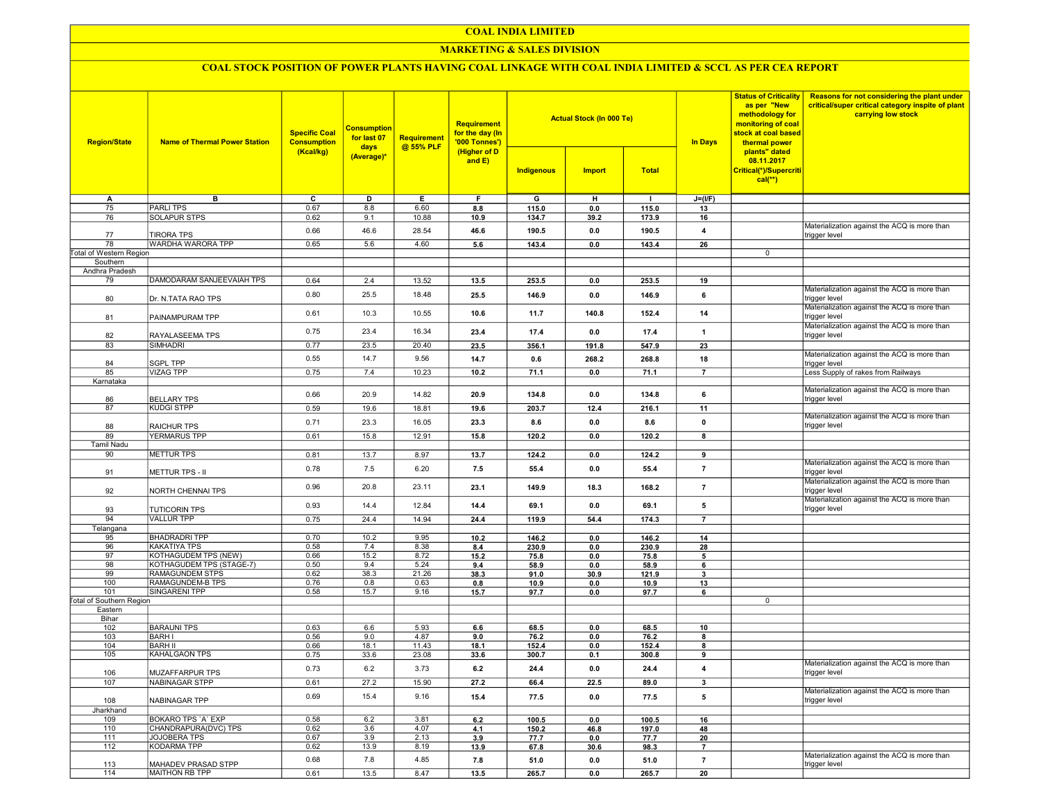# COAL INDIA LIMITED

## MARKETING & SALES DIVISION

### COAL STOCK POSITION OF POWER PLANTS HAVING COAL LINKAGE WITH COAL INDIA LIMITED & SCCL AS PER CEA REPORT

| Region/State | Name of Thermal Power Station | Specific Coal Consumption (Kcal/kg) | Consumption for last 07 days (Average)* | Requirement @ 55% PLF | Requirement for the day (In '000 Tonnes') (Higher of D and E) | Actual Stock (In 000 Te) | | | In Days | Status of Criticality as per "New methodology for monitoring of coal stock at coal based thermal power plants" dated 08.11.2017 Critical(*)/Supercritical(**) | Reasons for not considering the plant under critical/super critical category inspite of plant carrying low stock |
|---|---|---|---|---|---|---|---|---|---|---|---|
| | | | | | | Indigenous | Import | Total | | | |
| A | B | C | D | E | F | G | H | I | J=(I/F) | | |
| 75 | PARLI TPS | 0.67 | 8.8 | 6.60 | 8.8 | 115.0 | 0.0 | 115.0 | 13 | | |
| 76 | SOLAPUR STPS | 0.62 | 9.1 | 10.88 | 10.9 | 134.7 | 39.2 | 173.9 | 16 | | |
| 77 | TIRORA TPS | 0.66 | 46.6 | 28.54 | 46.6 | 190.5 | 0.0 | 190.5 | 4 | | Materialization against the ACQ is more than trigger level |
| 78 | WARDHA WARORA TPP | 0.65 | 5.6 | 4.60 | 5.6 | 143.4 | 0.0 | 143.4 | 26 | | |
| Total of Western Region | | | | | | | | | | 0 | |
| Southern | | | | | | | | | | | |
| Andhra Pradesh | | | | | | | | | | | |
| 79 | DAMODARAM SANJEEVAIAH TPS | 0.64 | 2.4 | 13.52 | 13.5 | 253.5 | 0.0 | 253.5 | 19 | | |
| 80 | Dr. N.TATA RAO TPS | 0.80 | 25.5 | 18.48 | 25.5 | 146.9 | 0.0 | 146.9 | 6 | | Materialization against the ACQ is more than trigger level |
| 81 | PAINAMPURAM TPP | 0.61 | 10.3 | 10.55 | 10.6 | 11.7 | 140.8 | 152.4 | 14 | | Materialization against the ACQ is more than trigger level |
| 82 | RAYALASEEMA TPS | 0.75 | 23.4 | 16.34 | 23.4 | 17.4 | 0.0 | 17.4 | 1 | | Materialization against the ACQ is more than trigger level |
| 83 | SIMHADRI | 0.77 | 23.5 | 20.40 | 23.5 | 356.1 | 191.8 | 547.9 | 23 | | |
| 84 | SGPL TPP | 0.55 | 14.7 | 9.56 | 14.7 | 0.6 | 268.2 | 268.8 | 18 | | Materialization against the ACQ is more than trigger level |
| 85 | VIZAG TPP | 0.75 | 7.4 | 10.23 | 10.2 | 71.1 | 0.0 | 71.1 | 7 | | Less Supply of rakes from Railways |
| Karnataka | | | | | | | | | | | |
| 86 | BELLARY TPS | 0.66 | 20.9 | 14.82 | 20.9 | 134.8 | 0.0 | 134.8 | 6 | | Materialization against the ACQ is more than trigger level |
| 87 | KUDGI STPP | 0.59 | 19.6 | 18.81 | 19.6 | 203.7 | 12.4 | 216.1 | 11 | | |
| 88 | RAICHUR TPS | 0.71 | 23.3 | 16.05 | 23.3 | 8.6 | 0.0 | 8.6 | 0 | | Materialization against the ACQ is more than trigger level |
| 89 | YERMARUS TPP | 0.61 | 15.8 | 12.91 | 15.8 | 120.2 | 0.0 | 120.2 | 8 | | |
| Tamil Nadu | | | | | | | | | | | |
| 90 | METTUR TPS | 0.81 | 13.7 | 8.97 | 13.7 | 124.2 | 0.0 | 124.2 | 9 | | |
| 91 | METTUR TPS - II | 0.78 | 7.5 | 6.20 | 7.5 | 55.4 | 0.0 | 55.4 | 7 | | Materialization against the ACQ is more than trigger level |
| 92 | NORTH CHENNAI TPS | 0.96 | 20.8 | 23.11 | 23.1 | 149.9 | 18.3 | 168.2 | 7 | | Materialization against the ACQ is more than trigger level |
| 93 | TUTICORIN TPS | 0.93 | 14.4 | 12.84 | 14.4 | 69.1 | 0.0 | 69.1 | 5 | | Materialization against the ACQ is more than trigger level |
| 94 | VALLUR TPP | 0.75 | 24.4 | 14.94 | 24.4 | 119.9 | 54.4 | 174.3 | 7 | | |
| Telangana | | | | | | | | | | | |
| 95 | BHADRADRI TPP | 0.70 | 10.2 | 9.95 | 10.2 | 146.2 | 0.0 | 146.2 | 14 | | |
| 96 | KAKATIYA TPS | 0.58 | 7.4 | 8.38 | 8.4 | 230.9 | 0.0 | 230.9 | 28 | | |
| 97 | KOTHAGUDEM TPS (NEW) | 0.66 | 15.2 | 8.72 | 15.2 | 75.8 | 0.0 | 75.8 | 5 | | |
| 98 | KOTHAGUDEM TPS (STAGE-7) | 0.50 | 9.4 | 5.24 | 9.4 | 58.9 | 0.0 | 58.9 | 6 | | |
| 99 | RAMAGUNDEM STPS | 0.62 | 38.3 | 21.26 | 38.3 | 91.0 | 30.9 | 121.9 | 3 | | |
| 100 | RAMAGUNDEM-B TPS | 0.76 | 0.8 | 0.63 | 0.8 | 10.9 | 0.0 | 10.9 | 13 | | |
| 101 | SINGARENI TPP | 0.58 | 15.7 | 9.16 | 15.7 | 97.7 | 0.0 | 97.7 | 6 | | |
| Total of Southern Region | | | | | | | | | | 0 | |
| Eastern | | | | | | | | | | | |
| Bihar | | | | | | | | | | | |
| 102 | BARAUNI TPS | 0.63 | 6.6 | 5.93 | 6.6 | 68.5 | 0.0 | 68.5 | 10 | | |
| 103 | BARH I | 0.56 | 9.0 | 4.87 | 9.0 | 76.2 | 0.0 | 76.2 | 8 | | |
| 104 | BARH II | 0.66 | 18.1 | 11.43 | 18.1 | 152.4 | 0.0 | 152.4 | 8 | | |
| 105 | KAHALGAON TPS | 0.75 | 33.6 | 23.08 | 33.6 | 300.7 | 0.1 | 300.8 | 9 | | |
| 106 | MUZAFFARPUR TPS | 0.73 | 6.2 | 3.73 | 6.2 | 24.4 | 0.0 | 24.4 | 4 | | Materialization against the ACQ is more than trigger level |
| 107 | NABINAGAR STPP | 0.61 | 27.2 | 15.90 | 27.2 | 66.4 | 22.5 | 89.0 | 3 | | |
| 108 | NABINAGAR TPP | 0.69 | 15.4 | 9.16 | 15.4 | 77.5 | 0.0 | 77.5 | 5 | | Materialization against the ACQ is more than trigger level |
| Jharkhand | | | | | | | | | | | |
| 109 | BOKARO TPS `A` EXP | 0.58 | 6.2 | 3.81 | 6.2 | 100.5 | 0.0 | 100.5 | 16 | | |
| 110 | CHANDRAPURA(DVC) TPS | 0.62 | 3.6 | 4.07 | 4.1 | 150.2 | 46.8 | 197.0 | 48 | | |
| 111 | JOJOBERA TPS | 0.67 | 3.9 | 2.13 | 3.9 | 77.7 | 0.0 | 77.7 | 20 | | |
| 112 | KODARMA TPP | 0.62 | 13.9 | 8.19 | 13.9 | 67.8 | 30.6 | 98.3 | 7 | | |
| 113 | MAHADEV PRASAD STPP | 0.68 | 7.8 | 4.85 | 7.8 | 51.0 | 0.0 | 51.0 | 7 | | Materialization against the ACQ is more than trigger level |
| 114 | MAITHON RB TPP | 0.61 | 13.5 | 8.47 | 13.5 | 265.7 | 0.0 | 265.7 | 20 | | |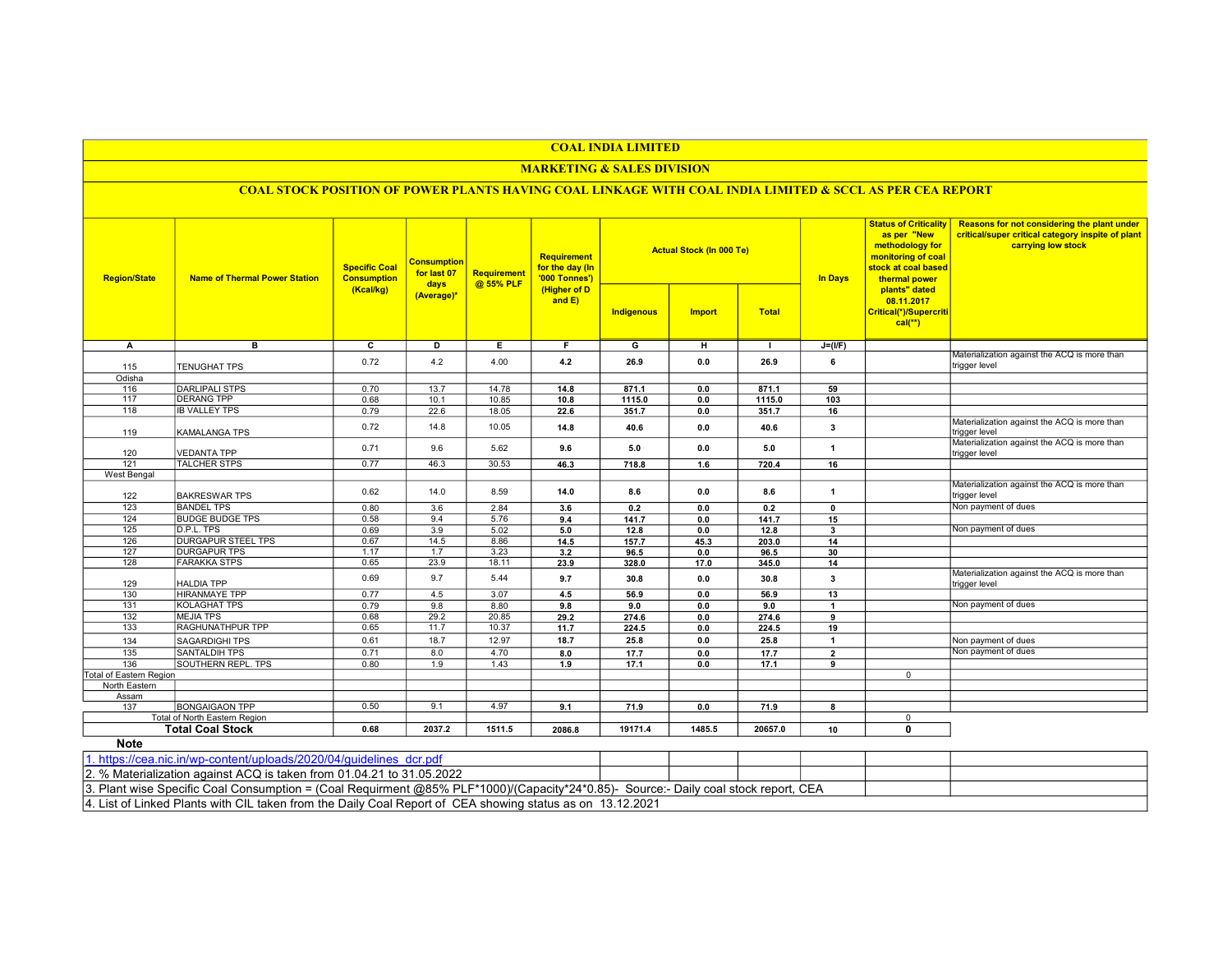# COAL INDIA LIMITED

## MARKETING & SALES DIVISION

### COAL STOCK POSITION OF POWER PLANTS HAVING COAL LINKAGE WITH COAL INDIA LIMITED & SCCL AS PER CEA REPORT

| Region/State | Name of Thermal Power Station | Specific Coal Consumption (Kcal/kg) | Consumption for last 07 days (Average)* | Requirement @ 55% PLF | Requirement for the day (In '000 Tonnes') (Higher of D and E) | Actual Stock (In 000 Te) | | | In Days | Status of Criticality as per "New methodology for monitoring of coal stock at coal based thermal power plants" dated 08.11.2017 Critical(*)/Supercritical(**) | Reasons for not considering the plant under critical/super critical category inspite of plant carrying low stock |
|---|---|---|---|---|---|---|---|---|---|---|---|
| | | | | | | Indigenous | Import | Total | | | |
| A | B | C | D | E | F | G | H | I | J=(I/F) | | |
| 115 | TENUGHAT TPS | 0.72 | 4.2 | 4.00 | 4.2 | 26.9 | 0.0 | 26.9 | 6 | | Materialization against the ACQ is more than trigger level |
| Odisha | | | | | | | | | | | |
| 116 | DARLIPALI STPS | 0.70 | 13.7 | 14.78 | 14.8 | 871.1 | 0.0 | 871.1 | 59 | | |
| 117 | DERANG TPP | 0.68 | 10.1 | 10.85 | 10.8 | 1115.0 | 0.0 | 1115.0 | 103 | | |
| 118 | IB VALLEY TPS | 0.79 | 22.6 | 18.05 | 22.6 | 351.7 | 0.0 | 351.7 | 16 | | |
| 119 | KAMALANGA TPS | 0.72 | 14.8 | 10.05 | 14.8 | 40.6 | 0.0 | 40.6 | 3 | | Materialization against the ACQ is more than trigger level |
| 120 | VEDANTA TPP | 0.71 | 9.6 | 5.62 | 9.6 | 5.0 | 0.0 | 5.0 | 1 | | Materialization against the ACQ is more than trigger level |
| 121 | TALCHER STPS | 0.77 | 46.3 | 30.53 | 46.3 | 718.8 | 1.6 | 720.4 | 16 | | |
| West Bengal | | | | | | | | | | | |
| 122 | BAKRESWAR TPS | 0.62 | 14.0 | 8.59 | 14.0 | 8.6 | 0.0 | 8.6 | 1 | | Materialization against the ACQ is more than trigger level |
| 123 | BANDEL TPS | 0.80 | 3.6 | 2.84 | 3.6 | 0.2 | 0.0 | 0.2 | 0 | | Non payment of dues |
| 124 | BUDGE BUDGE TPS | 0.58 | 9.4 | 5.76 | 9.4 | 141.7 | 0.0 | 141.7 | 15 | | |
| 125 | D.P.L. TPS | 0.69 | 3.9 | 5.02 | 5.0 | 12.8 | 0.0 | 12.8 | 3 | | Non payment of dues |
| 126 | DURGAPUR STEEL TPS | 0.67 | 14.5 | 8.86 | 14.5 | 157.7 | 45.3 | 203.0 | 14 | | |
| 127 | DURGAPUR TPS | 1.17 | 1.7 | 3.23 | 3.2 | 96.5 | 0.0 | 96.5 | 30 | | |
| 128 | FARAKKA STPS | 0.65 | 23.9 | 18.11 | 23.9 | 328.0 | 17.0 | 345.0 | 14 | | |
| 129 | HALDIA TPP | 0.69 | 9.7 | 5.44 | 9.7 | 30.8 | 0.0 | 30.8 | 3 | | Materialization against the ACQ is more than trigger level |
| 130 | HIRANMAYE TPP | 0.77 | 4.5 | 3.07 | 4.5 | 56.9 | 0.0 | 56.9 | 13 | | |
| 131 | KOLAGHAT TPS | 0.79 | 9.8 | 8.80 | 9.8 | 9.0 | 0.0 | 9.0 | 1 | | Non payment of dues |
| 132 | MEJIA TPS | 0.68 | 29.2 | 20.85 | 29.2 | 274.6 | 0.0 | 274.6 | 9 | | |
| 133 | RAGHUNATHPUR TPP | 0.65 | 11.7 | 10.37 | 11.7 | 224.5 | 0.0 | 224.5 | 19 | | |
| 134 | SAGARDIGHI TPS | 0.61 | 18.7 | 12.97 | 18.7 | 25.8 | 0.0 | 25.8 | 1 | | Non payment of dues |
| 135 | SANTALDIH TPS | 0.71 | 8.0 | 4.70 | 8.0 | 17.7 | 0.0 | 17.7 | 2 | | Non payment of dues |
| 136 | SOUTHERN REPL. TPS | 0.80 | 1.9 | 1.43 | 1.9 | 17.1 | 0.0 | 17.1 | 9 | | |
| Total of Eastern Region | | | | | | | | | | 0 | |
| North Eastern | | | | | | | | | | | |
| Assam | | | | | | | | | | | |
| 137 | BONGAIGAON TPP | 0.50 | 9.1 | 4.97 | 9.1 | 71.9 | 0.0 | 71.9 | 8 | | |
| Total of North Eastern Region | | | | | | | | | | 0 | |
| **Total Coal Stock** | | 0.68 | 2037.2 | 1511.5 | 2086.8 | 19171.4 | 1485.5 | 20657.0 | 10 | 0 | |

**Note**

1. https://cea.nic.in/wp-content/uploads/2020/04/guidelines_dcr.pdf
2. % Materialization against ACQ is taken from 01.04.21 to 31.05.2022
3. Plant wise Specific Coal Consumption = (Coal Requirment @85% PLF*1000)/(Capacity*24*0.85)- Source:- Daily coal stock report, CEA
4. List of Linked Plants with CIL taken from the Daily Coal Report of CEA showing status as on 13.12.2021